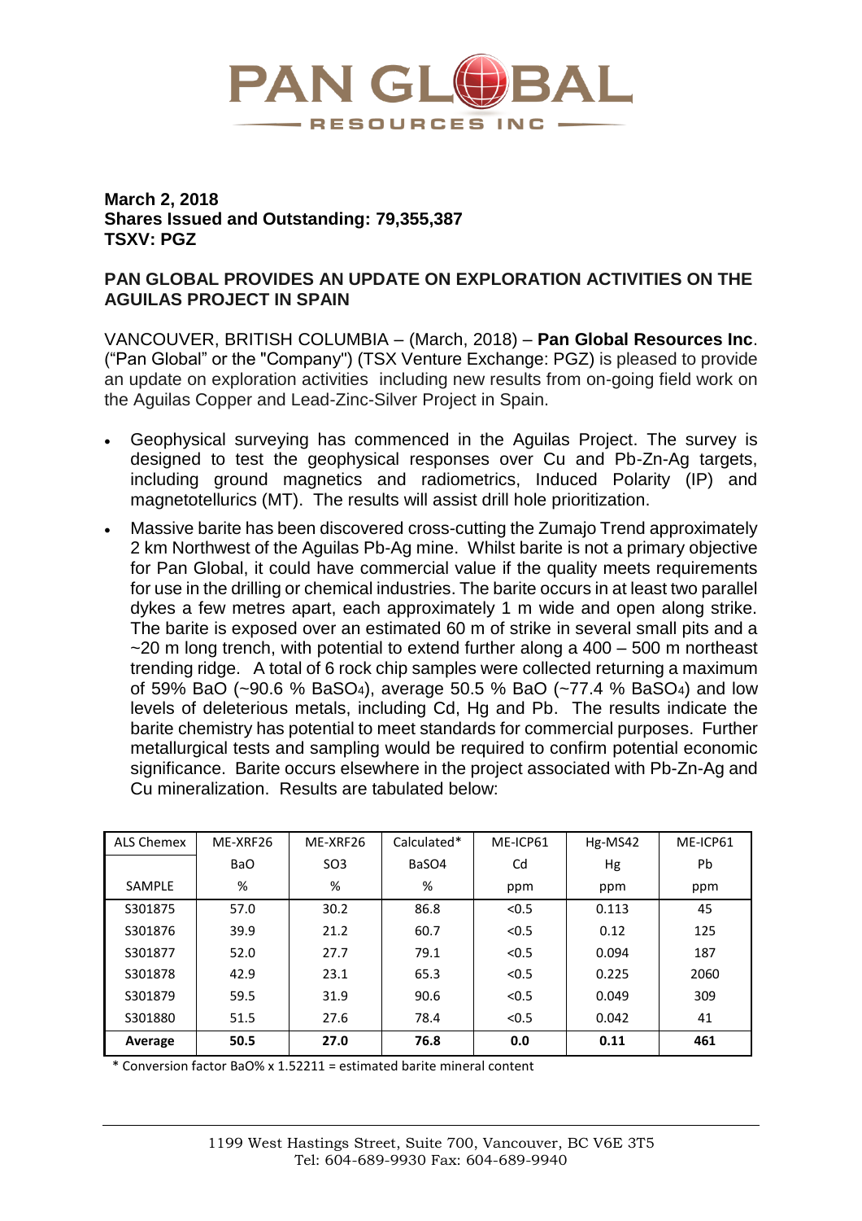# PAN GLOBAL RESOURCES INC

**March 2, 2018**
**Shares Issued and Outstanding: 79,355,387**
**TSXV: PGZ**

## PAN GLOBAL PROVIDES AN UPDATE ON EXPLORATION ACTIVITIES ON THE AGUILAS PROJECT IN SPAIN

VANCOUVER, BRITISH COLUMBIA – (March, 2018) – **Pan Global Resources Inc**. ("Pan Global" or the "Company") (TSX Venture Exchange: PGZ) is pleased to provide an update on exploration activities including new results from on-going field work on the Aguilas Copper and Lead-Zinc-Silver Project in Spain.

- Geophysical surveying has commenced in the Aguilas Project. The survey is designed to test the geophysical responses over Cu and Pb-Zn-Ag targets, including ground magnetics and radiometrics, Induced Polarity (IP) and magnetotellurics (MT). The results will assist drill hole prioritization.
- Massive barite has been discovered cross-cutting the Zumajo Trend approximately 2 km Northwest of the Aguilas Pb-Ag mine. Whilst barite is not a primary objective for Pan Global, it could have commercial value if the quality meets requirements for use in the drilling or chemical industries. The barite occurs in at least two parallel dykes a few metres apart, each approximately 1 m wide and open along strike. The barite is exposed over an estimated 60 m of strike in several small pits and a ~20 m long trench, with potential to extend further along a 400 – 500 m northeast trending ridge. A total of 6 rock chip samples were collected returning a maximum of 59% BaO (~90.6 % $BaSO_4$), average 50.5 % BaO (~77.4 % $BaSO_4$) and low levels of deleterious metals, including Cd, Hg and Pb. The results indicate the barite chemistry has potential to meet standards for commercial purposes. Further metallurgical tests and sampling would be required to confirm potential economic significance. Barite occurs elsewhere in the project associated with Pb-Zn-Ag and Cu mineralization. Results are tabulated below:

| ALS Chemex | ME-XRF26 | ME-XRF26 | Calculated* | ME-ICP61 | Hg-MS42 | ME-ICP61 |
|---|---|---|---|---|---|---|
| | BaO | SO3 | BaSO4 | Cd | Hg | Pb |
| SAMPLE | % | % | % | ppm | ppm | ppm |
| S301875 | 57.0 | 30.2 | 86.8 | <0.5 | 0.113 | 45 |
| S301876 | 39.9 | 21.2 | 60.7 | <0.5 | 0.12 | 125 |
| S301877 | 52.0 | 27.7 | 79.1 | <0.5 | 0.094 | 187 |
| S301878 | 42.9 | 23.1 | 65.3 | <0.5 | 0.225 | 2060 |
| S301879 | 59.5 | 31.9 | 90.6 | <0.5 | 0.049 | 309 |
| S301880 | 51.5 | 27.6 | 78.4 | <0.5 | 0.042 | 41 |
| **Average** | **50.5** | **27.0** | **76.8** | **0.0** | **0.11** | **461** |

\* Conversion factor BaO% x 1.52211 = estimated barite mineral content

1199 West Hastings Street, Suite 700, Vancouver, BC V6E 3T5
Tel: 604-689-9930 Fax: 604-689-9940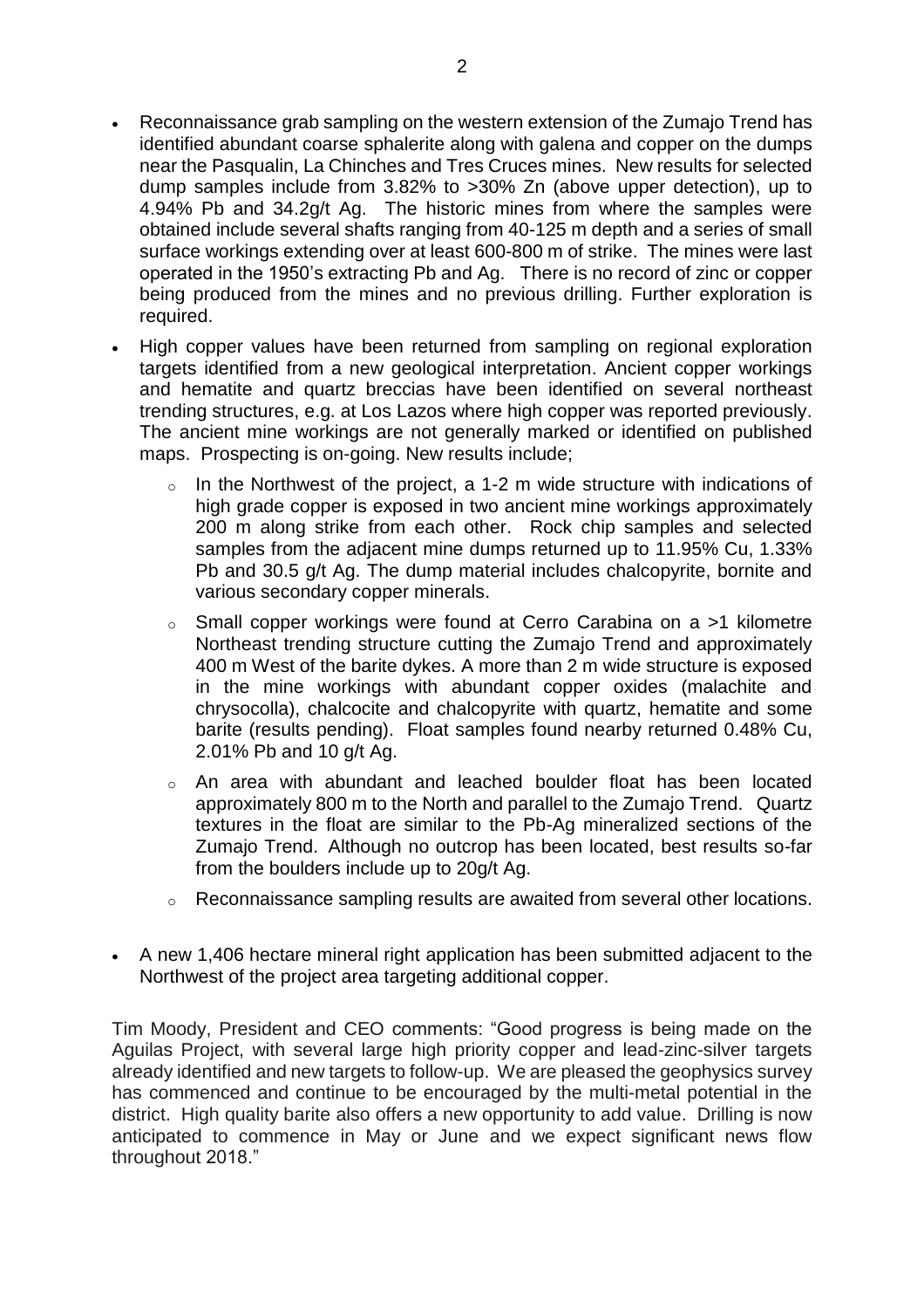- Reconnaissance grab sampling on the western extension of the Zumajo Trend has identified abundant coarse sphalerite along with galena and copper on the dumps near the Pasqualin, La Chinches and Tres Cruces mines. New results for selected dump samples include from 3.82% to >30% Zn (above upper detection), up to 4.94% Pb and 34.2g/t Ag. The historic mines from where the samples were obtained include several shafts ranging from 40-125 m depth and a series of small surface workings extending over at least 600-800 m of strike. The mines were last operated in the 1950's extracting Pb and Ag. There is no record of zinc or copper being produced from the mines and no previous drilling. Further exploration is required.
- High copper values have been returned from sampling on regional exploration targets identified from a new geological interpretation. Ancient copper workings and hematite and quartz breccias have been identified on several northeast trending structures, e.g. at Los Lazos where high copper was reported previously. The ancient mine workings are not generally marked or identified on published maps. Prospecting is on-going. New results include;
  - In the Northwest of the project, a 1-2 m wide structure with indications of high grade copper is exposed in two ancient mine workings approximately 200 m along strike from each other. Rock chip samples and selected samples from the adjacent mine dumps returned up to 11.95% Cu, 1.33% Pb and 30.5 g/t Ag. The dump material includes chalcopyrite, bornite and various secondary copper minerals.
  - Small copper workings were found at Cerro Carabina on a >1 kilometre Northeast trending structure cutting the Zumajo Trend and approximately 400 m West of the barite dykes. A more than 2 m wide structure is exposed in the mine workings with abundant copper oxides (malachite and chrysocolla), chalcocite and chalcopyrite with quartz, hematite and some barite (results pending). Float samples found nearby returned 0.48% Cu, 2.01% Pb and 10 g/t Ag.
  - An area with abundant and leached boulder float has been located approximately 800 m to the North and parallel to the Zumajo Trend. Quartz textures in the float are similar to the Pb-Ag mineralized sections of the Zumajo Trend. Although no outcrop has been located, best results so-far from the boulders include up to 20g/t Ag.
  - Reconnaissance sampling results are awaited from several other locations.
- A new 1,406 hectare mineral right application has been submitted adjacent to the Northwest of the project area targeting additional copper.

Tim Moody, President and CEO comments: "Good progress is being made on the Aguilas Project, with several large high priority copper and lead-zinc-silver targets already identified and new targets to follow-up. We are pleased the geophysics survey has commenced and continue to be encouraged by the multi-metal potential in the district. High quality barite also offers a new opportunity to add value. Drilling is now anticipated to commence in May or June and we expect significant news flow throughout 2018."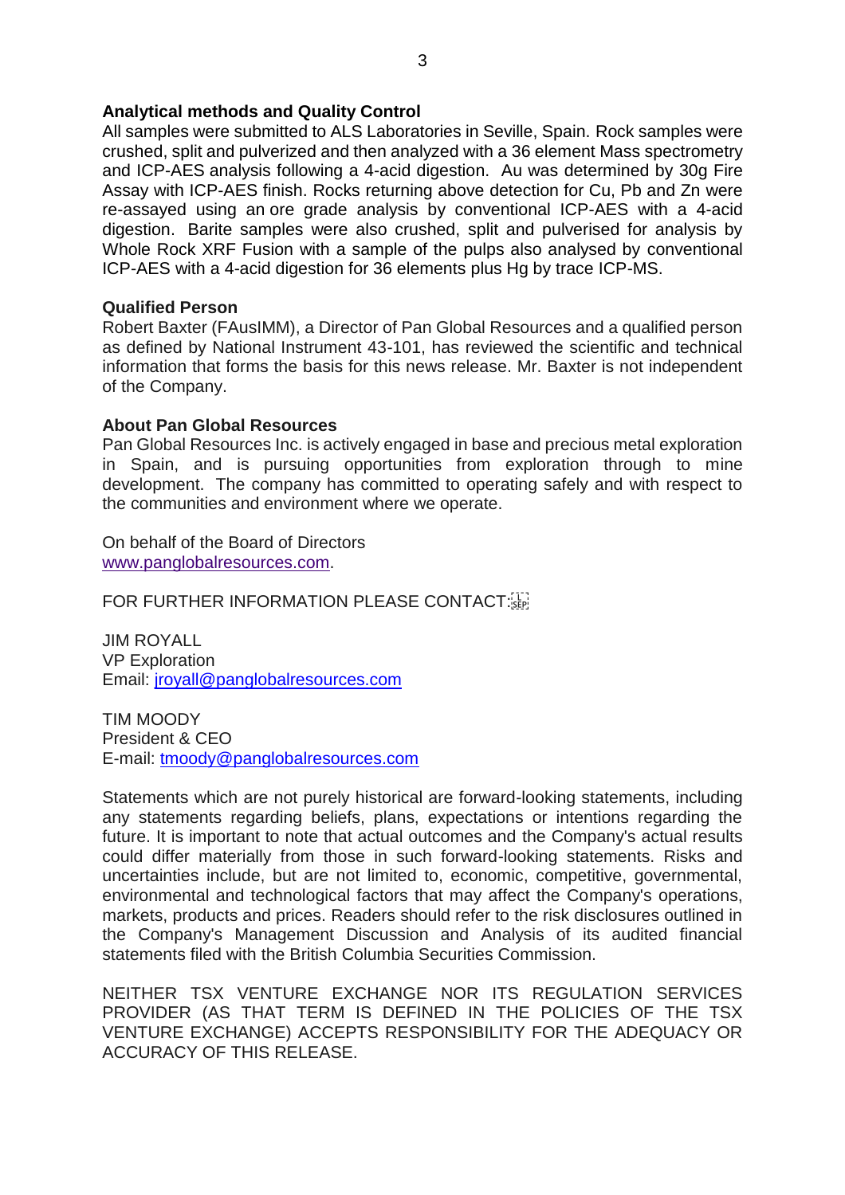**Analytical methods and Quality Control**

All samples were submitted to ALS Laboratories in Seville, Spain. Rock samples were crushed, split and pulverized and then analyzed with a 36 element Mass spectrometry and ICP-AES analysis following a 4-acid digestion. Au was determined by 30g Fire Assay with ICP-AES finish. Rocks returning above detection for Cu, Pb and Zn were re-assayed using an ore grade analysis by conventional ICP-AES with a 4-acid digestion. Barite samples were also crushed, split and pulverised for analysis by Whole Rock XRF Fusion with a sample of the pulps also analysed by conventional ICP-AES with a 4-acid digestion for 36 elements plus Hg by trace ICP-MS.

**Qualified Person**

Robert Baxter (FAusIMM), a Director of Pan Global Resources and a qualified person as defined by National Instrument 43-101, has reviewed the scientific and technical information that forms the basis for this news release. Mr. Baxter is not independent of the Company.

**About Pan Global Resources**

Pan Global Resources Inc. is actively engaged in base and precious metal exploration in Spain, and is pursuing opportunities from exploration through to mine development. The company has committed to operating safely and with respect to the communities and environment where we operate.

On behalf of the Board of Directors
www.panglobalresources.com.

FOR FURTHER INFORMATION PLEASE CONTACT:

JIM ROYALL
VP Exploration
Email: jroyall@panglobalresources.com

TIM MOODY
President & CEO
E-mail: tmoody@panglobalresources.com

Statements which are not purely historical are forward-looking statements, including any statements regarding beliefs, plans, expectations or intentions regarding the future. It is important to note that actual outcomes and the Company's actual results could differ materially from those in such forward-looking statements. Risks and uncertainties include, but are not limited to, economic, competitive, governmental, environmental and technological factors that may affect the Company's operations, markets, products and prices. Readers should refer to the risk disclosures outlined in the Company's Management Discussion and Analysis of its audited financial statements filed with the British Columbia Securities Commission.

NEITHER TSX VENTURE EXCHANGE NOR ITS REGULATION SERVICES PROVIDER (AS THAT TERM IS DEFINED IN THE POLICIES OF THE TSX VENTURE EXCHANGE) ACCEPTS RESPONSIBILITY FOR THE ADEQUACY OR ACCURACY OF THIS RELEASE.